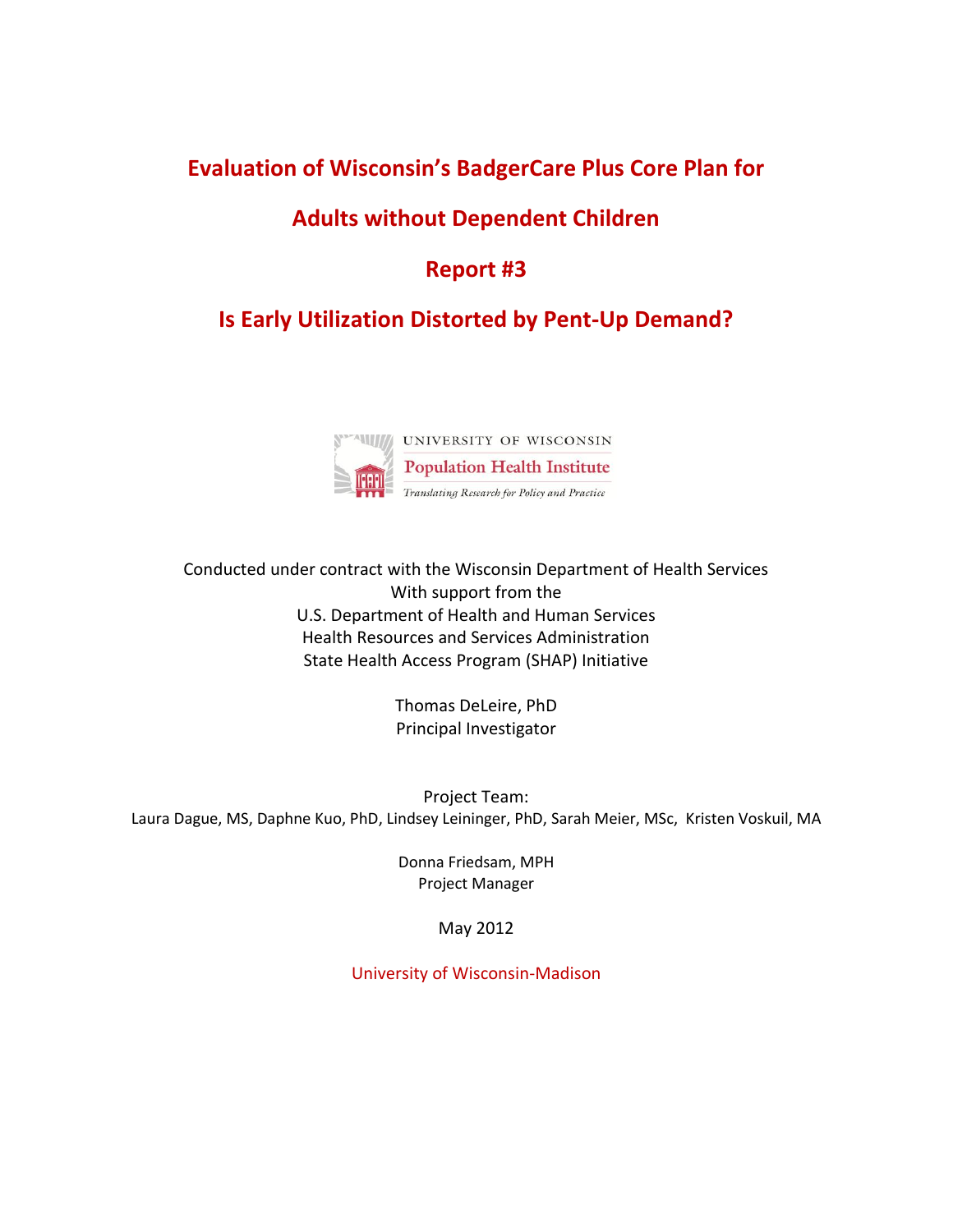# Evaluation of Wisconsin's BadgerCare Plus Core Plan for Adults without Dependent Children

# Report #3

# Is Early Utilization Distorted by Pent-Up Demand?

UNIVERSITY OF WISCONSIN
Population Health Institute
*Translating Research for Policy and Practice*

Conducted under contract with the Wisconsin Department of Health Services
With support from the
U.S. Department of Health and Human Services
Health Resources and Services Administration
State Health Access Program (SHAP) Initiative

Thomas DeLeire, PhD
Principal Investigator

Project Team:
Laura Dague, MS, Daphne Kuo, PhD, Lindsey Leininger, PhD, Sarah Meier, MSc, Kristen Voskuil, MA

Donna Friedsam, MPH
Project Manager

May 2012

University of Wisconsin-Madison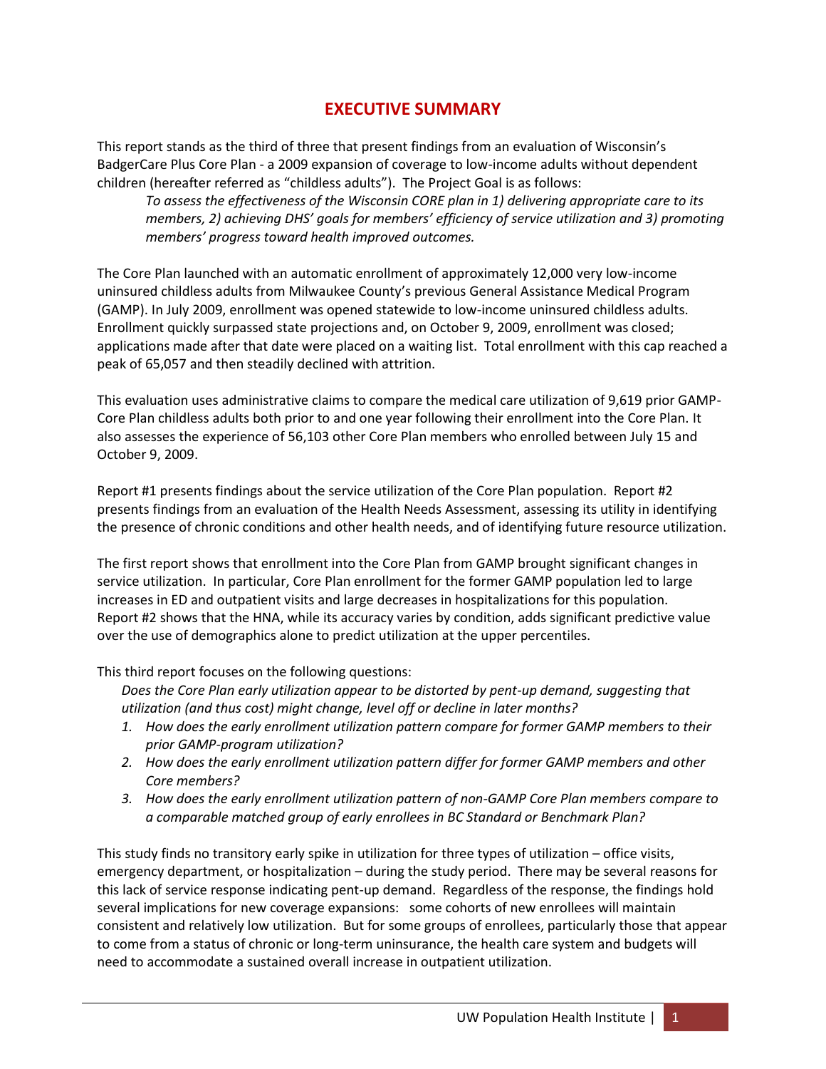# EXECUTIVE SUMMARY

This report stands as the third of three that present findings from an evaluation of Wisconsin's BadgerCare Plus Core Plan - a 2009 expansion of coverage to low-income adults without dependent children (hereafter referred as "childless adults"). The Project Goal is as follows:

> *To assess the effectiveness of the Wisconsin CORE plan in 1) delivering appropriate care to its members, 2) achieving DHS' goals for members' efficiency of service utilization and 3) promoting members' progress toward health improved outcomes.*

The Core Plan launched with an automatic enrollment of approximately 12,000 very low-income uninsured childless adults from Milwaukee County's previous General Assistance Medical Program (GAMP). In July 2009, enrollment was opened statewide to low-income uninsured childless adults. Enrollment quickly surpassed state projections and, on October 9, 2009, enrollment was closed; applications made after that date were placed on a waiting list. Total enrollment with this cap reached a peak of 65,057 and then steadily declined with attrition.

This evaluation uses administrative claims to compare the medical care utilization of 9,619 prior GAMP-Core Plan childless adults both prior to and one year following their enrollment into the Core Plan. It also assesses the experience of 56,103 other Core Plan members who enrolled between July 15 and October 9, 2009.

Report #1 presents findings about the service utilization of the Core Plan population. Report #2 presents findings from an evaluation of the Health Needs Assessment, assessing its utility in identifying the presence of chronic conditions and other health needs, and of identifying future resource utilization.

The first report shows that enrollment into the Core Plan from GAMP brought significant changes in service utilization. In particular, Core Plan enrollment for the former GAMP population led to large increases in ED and outpatient visits and large decreases in hospitalizations for this population. Report #2 shows that the HNA, while its accuracy varies by condition, adds significant predictive value over the use of demographics alone to predict utilization at the upper percentiles.

This third report focuses on the following questions:

*Does the Core Plan early utilization appear to be distorted by pent-up demand, suggesting that utilization (and thus cost) might change, level off or decline in later months?*

1. *How does the early enrollment utilization pattern compare for former GAMP members to their prior GAMP-program utilization?*
2. *How does the early enrollment utilization pattern differ for former GAMP members and other Core members?*
3. *How does the early enrollment utilization pattern of non-GAMP Core Plan members compare to a comparable matched group of early enrollees in BC Standard or Benchmark Plan?*

This study finds no transitory early spike in utilization for three types of utilization – office visits, emergency department, or hospitalization – during the study period. There may be several reasons for this lack of service response indicating pent-up demand. Regardless of the response, the findings hold several implications for new coverage expansions: some cohorts of new enrollees will maintain consistent and relatively low utilization. But for some groups of enrollees, particularly those that appear to come from a status of chronic or long-term uninsurance, the health care system and budgets will need to accommodate a sustained overall increase in outpatient utilization.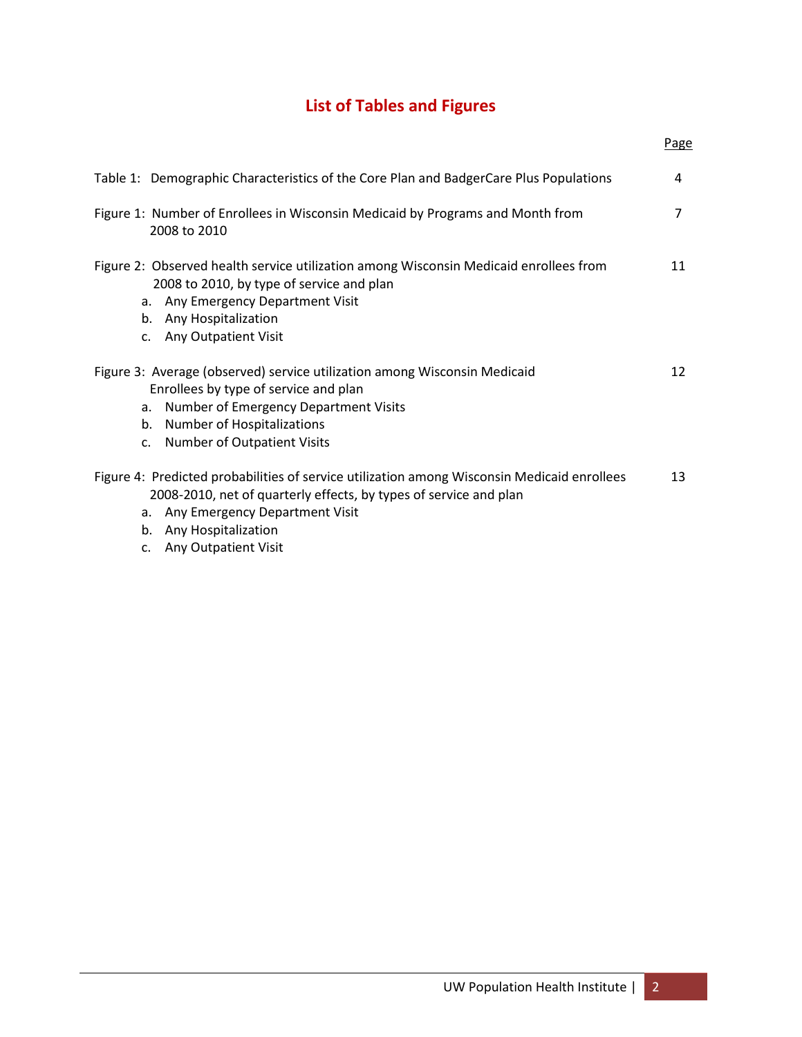# List of Tables and Figures

| | Page |
|---|---|
| Table 1: Demographic Characteristics of the Core Plan and BadgerCare Plus Populations | 4 |
| Figure 1: Number of Enrollees in Wisconsin Medicaid by Programs and Month from 2008 to 2010 | 7 |
| Figure 2: Observed health service utilization among Wisconsin Medicaid enrollees from 2008 to 2010, by type of service and plan<br>a. Any Emergency Department Visit<br>b. Any Hospitalization<br>c. Any Outpatient Visit | 11 |
| Figure 3: Average (observed) service utilization among Wisconsin Medicaid Enrollees by type of service and plan<br>a. Number of Emergency Department Visits<br>b. Number of Hospitalizations<br>c. Number of Outpatient Visits | 12 |
| Figure 4: Predicted probabilities of service utilization among Wisconsin Medicaid enrollees 2008-2010, net of quarterly effects, by types of service and plan<br>a. Any Emergency Department Visit<br>b. Any Hospitalization<br>c. Any Outpatient Visit | 13 |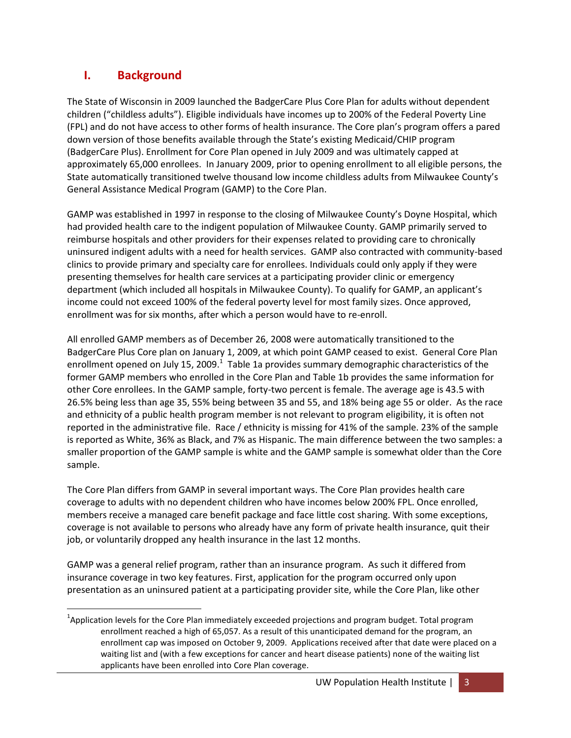## I. Background

The State of Wisconsin in 2009 launched the BadgerCare Plus Core Plan for adults without dependent children ("childless adults"). Eligible individuals have incomes up to 200% of the Federal Poverty Line (FPL) and do not have access to other forms of health insurance. The Core plan's program offers a pared down version of those benefits available through the State's existing Medicaid/CHIP program (BadgerCare Plus). Enrollment for Core Plan opened in July 2009 and was ultimately capped at approximately 65,000 enrollees. In January 2009, prior to opening enrollment to all eligible persons, the State automatically transitioned twelve thousand low income childless adults from Milwaukee County's General Assistance Medical Program (GAMP) to the Core Plan.

GAMP was established in 1997 in response to the closing of Milwaukee County's Doyne Hospital, which had provided health care to the indigent population of Milwaukee County. GAMP primarily served to reimburse hospitals and other providers for their expenses related to providing care to chronically uninsured indigent adults with a need for health services. GAMP also contracted with community-based clinics to provide primary and specialty care for enrollees. Individuals could only apply if they were presenting themselves for health care services at a participating provider clinic or emergency department (which included all hospitals in Milwaukee County). To qualify for GAMP, an applicant's income could not exceed 100% of the federal poverty level for most family sizes. Once approved, enrollment was for six months, after which a person would have to re-enroll.

All enrolled GAMP members as of December 26, 2008 were automatically transitioned to the BadgerCare Plus Core plan on January 1, 2009, at which point GAMP ceased to exist. General Core Plan enrollment opened on July 15, 2009.[1] Table 1a provides summary demographic characteristics of the former GAMP members who enrolled in the Core Plan and Table 1b provides the same information for other Core enrollees. In the GAMP sample, forty-two percent is female. The average age is 43.5 with 26.5% being less than age 35, 55% being between 35 and 55, and 18% being age 55 or older. As the race and ethnicity of a public health program member is not relevant to program eligibility, it is often not reported in the administrative file. Race / ethnicity is missing for 41% of the sample. 23% of the sample is reported as White, 36% as Black, and 7% as Hispanic. The main difference between the two samples: a smaller proportion of the GAMP sample is white and the GAMP sample is somewhat older than the Core sample.

The Core Plan differs from GAMP in several important ways. The Core Plan provides health care coverage to adults with no dependent children who have incomes below 200% FPL. Once enrolled, members receive a managed care benefit package and face little cost sharing. With some exceptions, coverage is not available to persons who already have any form of private health insurance, quit their job, or voluntarily dropped any health insurance in the last 12 months.

GAMP was a general relief program, rather than an insurance program. As such it differed from insurance coverage in two key features. First, application for the program occurred only upon presentation as an uninsured patient at a participating provider site, while the Core Plan, like other

[1] Application levels for the Core Plan immediately exceeded projections and program budget. Total program enrollment reached a high of 65,057. As a result of this unanticipated demand for the program, an enrollment cap was imposed on October 9, 2009. Applications received after that date were placed on a waiting list and (with a few exceptions for cancer and heart disease patients) none of the waiting list applicants have been enrolled into Core Plan coverage.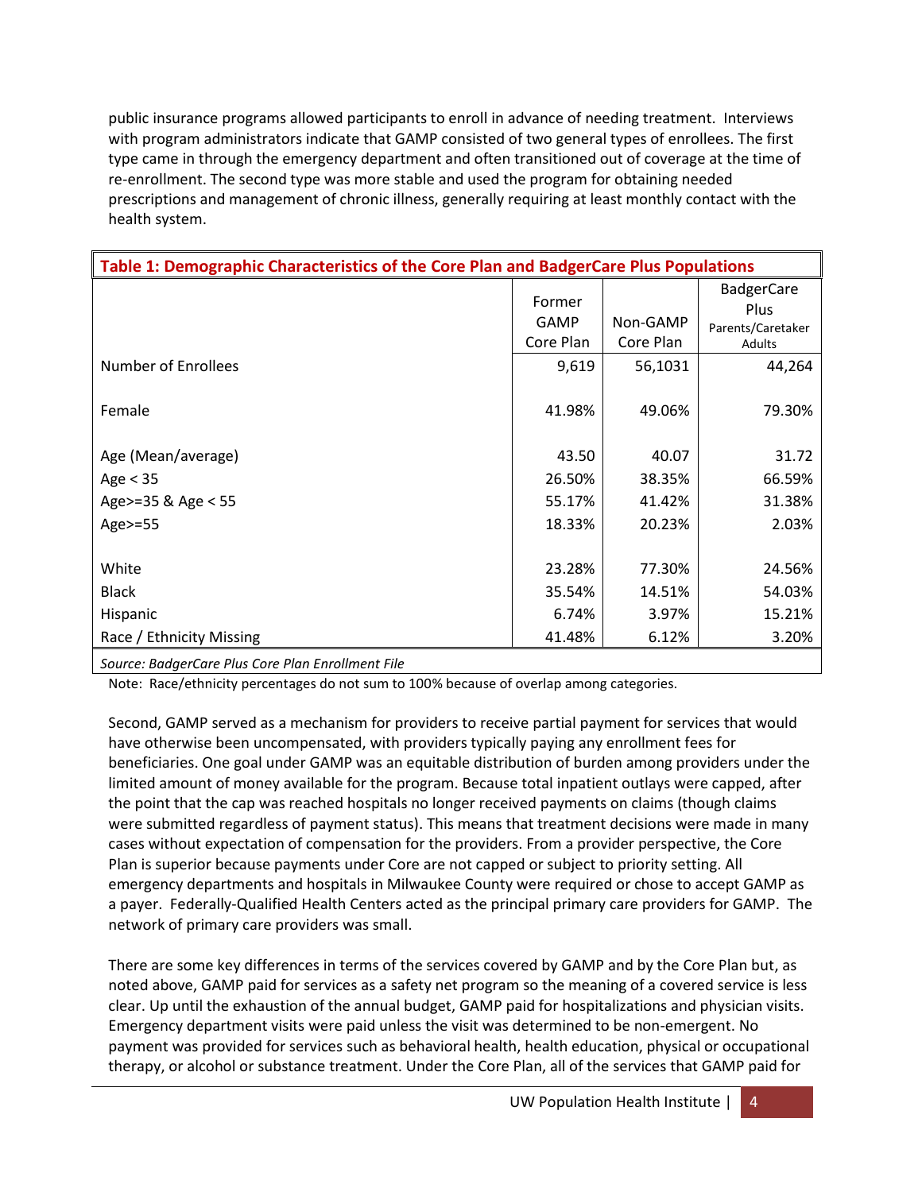public insurance programs allowed participants to enroll in advance of needing treatment. Interviews with program administrators indicate that GAMP consisted of two general types of enrollees. The first type came in through the emergency department and often transitioned out of coverage at the time of re-enrollment. The second type was more stable and used the program for obtaining needed prescriptions and management of chronic illness, generally requiring at least monthly contact with the health system.

**Table 1: Demographic Characteristics of the Core Plan and BadgerCare Plus Populations**

| | Former GAMP Core Plan | Non-GAMP Core Plan | BadgerCare Plus Parents/Caretaker Adults |
|---|---|---|---|
| Number of Enrollees | 9,619 | 56,1031 | 44,264 |
| Female | 41.98% | 49.06% | 79.30% |
| Age (Mean/average) | 43.50 | 40.07 | 31.72 |
| Age < 35 | 26.50% | 38.35% | 66.59% |
| Age>=35 & Age < 55 | 55.17% | 41.42% | 31.38% |
| Age>=55 | 18.33% | 20.23% | 2.03% |
| White | 23.28% | 77.30% | 24.56% |
| Black | 35.54% | 14.51% | 54.03% |
| Hispanic | 6.74% | 3.97% | 15.21% |
| Race / Ethnicity Missing | 41.48% | 6.12% | 3.20% |

*Source: BadgerCare Plus Core Plan Enrollment File*

Note: Race/ethnicity percentages do not sum to 100% because of overlap among categories.

Second, GAMP served as a mechanism for providers to receive partial payment for services that would have otherwise been uncompensated, with providers typically paying any enrollment fees for beneficiaries. One goal under GAMP was an equitable distribution of burden among providers under the limited amount of money available for the program. Because total inpatient outlays were capped, after the point that the cap was reached hospitals no longer received payments on claims (though claims were submitted regardless of payment status). This means that treatment decisions were made in many cases without expectation of compensation for the providers. From a provider perspective, the Core Plan is superior because payments under Core are not capped or subject to priority setting. All emergency departments and hospitals in Milwaukee County were required or chose to accept GAMP as a payer. Federally-Qualified Health Centers acted as the principal primary care providers for GAMP. The network of primary care providers was small.

There are some key differences in terms of the services covered by GAMP and by the Core Plan but, as noted above, GAMP paid for services as a safety net program so the meaning of a covered service is less clear. Up until the exhaustion of the annual budget, GAMP paid for hospitalizations and physician visits. Emergency department visits were paid unless the visit was determined to be non-emergent. No payment was provided for services such as behavioral health, health education, physical or occupational therapy, or alcohol or substance treatment. Under the Core Plan, all of the services that GAMP paid for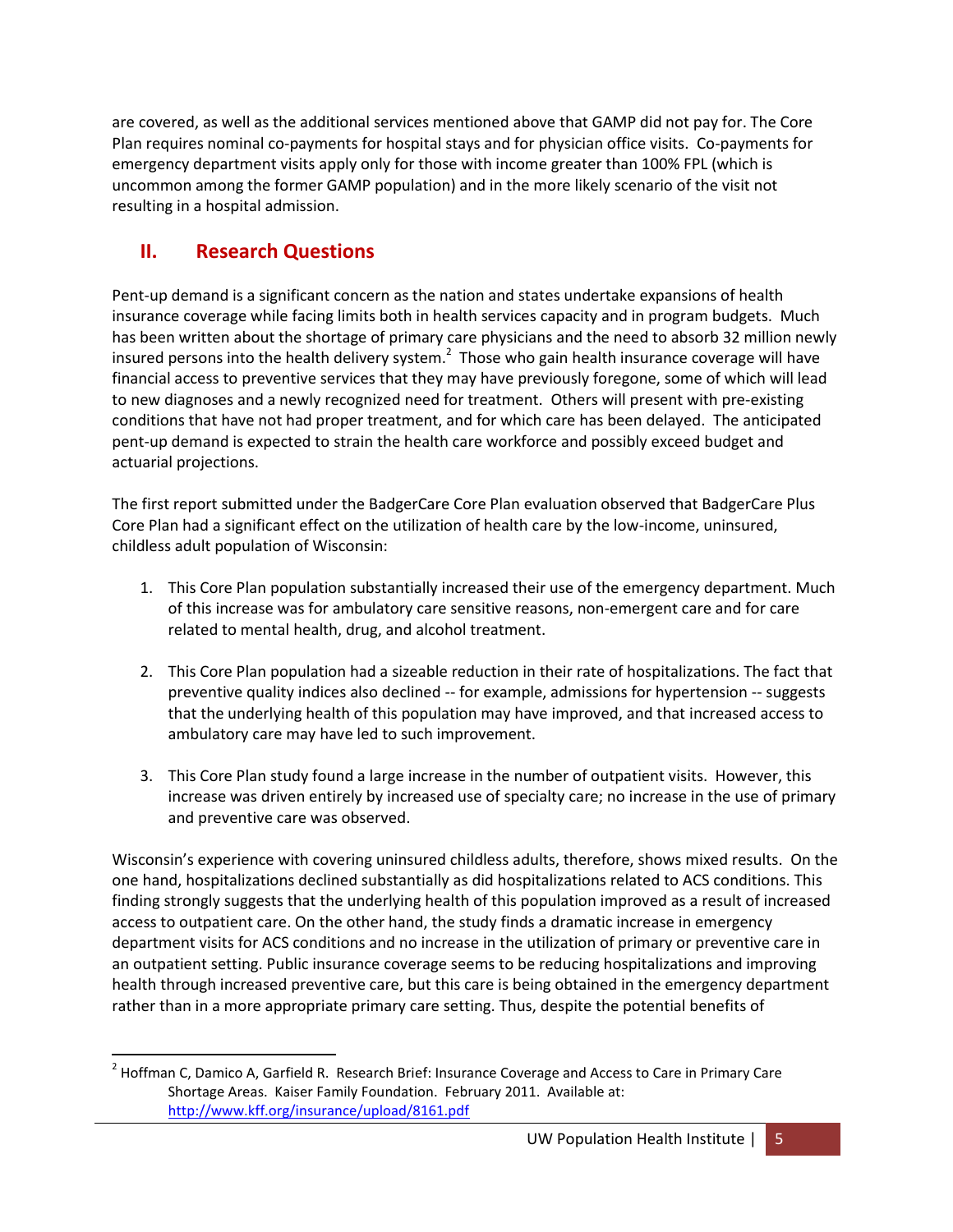are covered, as well as the additional services mentioned above that GAMP did not pay for. The Core Plan requires nominal co-payments for hospital stays and for physician office visits. Co-payments for emergency department visits apply only for those with income greater than 100% FPL (which is uncommon among the former GAMP population) and in the more likely scenario of the visit not resulting in a hospital admission.

## II. Research Questions

Pent-up demand is a significant concern as the nation and states undertake expansions of health insurance coverage while facing limits both in health services capacity and in program budgets. Much has been written about the shortage of primary care physicians and the need to absorb 32 million newly insured persons into the health delivery system.[2] Those who gain health insurance coverage will have financial access to preventive services that they may have previously foregone, some of which will lead to new diagnoses and a newly recognized need for treatment. Others will present with pre-existing conditions that have not had proper treatment, and for which care has been delayed. The anticipated pent-up demand is expected to strain the health care workforce and possibly exceed budget and actuarial projections.

The first report submitted under the BadgerCare Core Plan evaluation observed that BadgerCare Plus Core Plan had a significant effect on the utilization of health care by the low-income, uninsured, childless adult population of Wisconsin:

1. This Core Plan population substantially increased their use of the emergency department. Much of this increase was for ambulatory care sensitive reasons, non-emergent care and for care related to mental health, drug, and alcohol treatment.

2. This Core Plan population had a sizeable reduction in their rate of hospitalizations. The fact that preventive quality indices also declined -- for example, admissions for hypertension -- suggests that the underlying health of this population may have improved, and that increased access to ambulatory care may have led to such improvement.

3. This Core Plan study found a large increase in the number of outpatient visits. However, this increase was driven entirely by increased use of specialty care; no increase in the use of primary and preventive care was observed.

Wisconsin's experience with covering uninsured childless adults, therefore, shows mixed results. On the one hand, hospitalizations declined substantially as did hospitalizations related to ACS conditions. This finding strongly suggests that the underlying health of this population improved as a result of increased access to outpatient care. On the other hand, the study finds a dramatic increase in emergency department visits for ACS conditions and no increase in the utilization of primary or preventive care in an outpatient setting. Public insurance coverage seems to be reducing hospitalizations and improving health through increased preventive care, but this care is being obtained in the emergency department rather than in a more appropriate primary care setting. Thus, despite the potential benefits of

---

[2] Hoffman C, Damico A, Garfield R. Research Brief: Insurance Coverage and Access to Care in Primary Care Shortage Areas. Kaiser Family Foundation. February 2011. Available at: http://www.kff.org/insurance/upload/8161.pdf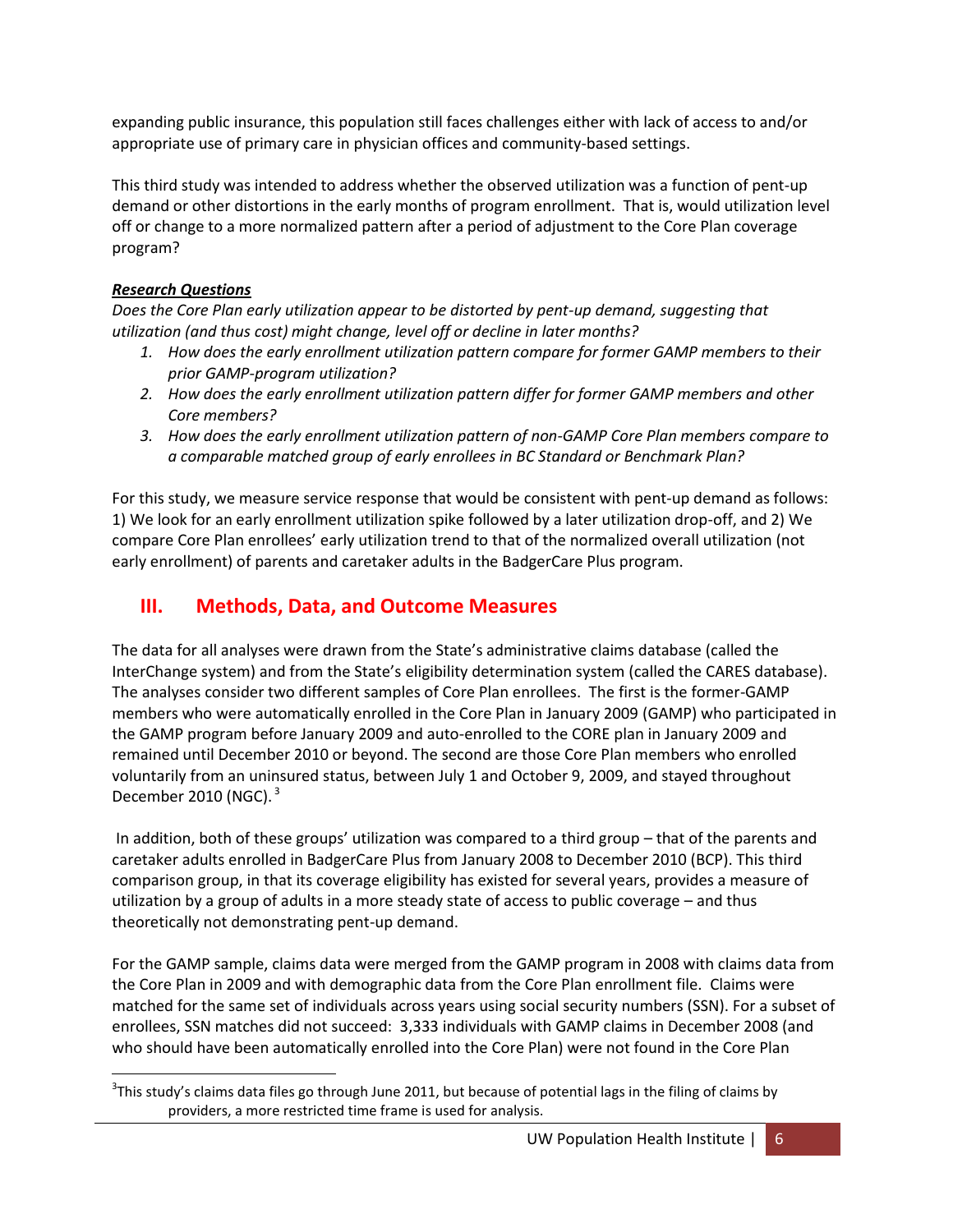expanding public insurance, this population still faces challenges either with lack of access to and/or appropriate use of primary care in physician offices and community-based settings.

This third study was intended to address whether the observed utilization was a function of pent-up demand or other distortions in the early months of program enrollment. That is, would utilization level off or change to a more normalized pattern after a period of adjustment to the Core Plan coverage program?

***Research Questions***

*Does the Core Plan early utilization appear to be distorted by pent-up demand, suggesting that utilization (and thus cost) might change, level off or decline in later months?*

1. *How does the early enrollment utilization pattern compare for former GAMP members to their prior GAMP-program utilization?*
2. *How does the early enrollment utilization pattern differ for former GAMP members and other Core members?*
3. *How does the early enrollment utilization pattern of non-GAMP Core Plan members compare to a comparable matched group of early enrollees in BC Standard or Benchmark Plan?*

For this study, we measure service response that would be consistent with pent-up demand as follows: 1) We look for an early enrollment utilization spike followed by a later utilization drop-off, and 2) We compare Core Plan enrollees' early utilization trend to that of the normalized overall utilization (not early enrollment) of parents and caretaker adults in the BadgerCare Plus program.

## III. Methods, Data, and Outcome Measures

The data for all analyses were drawn from the State's administrative claims database (called the InterChange system) and from the State's eligibility determination system (called the CARES database). The analyses consider two different samples of Core Plan enrollees. The first is the former-GAMP members who were automatically enrolled in the Core Plan in January 2009 (GAMP) who participated in the GAMP program before January 2009 and auto-enrolled to the CORE plan in January 2009 and remained until December 2010 or beyond. The second are those Core Plan members who enrolled voluntarily from an uninsured status, between July 1 and October 9, 2009, and stayed throughout December 2010 (NGC).[3]

In addition, both of these groups' utilization was compared to a third group – that of the parents and caretaker adults enrolled in BadgerCare Plus from January 2008 to December 2010 (BCP). This third comparison group, in that its coverage eligibility has existed for several years, provides a measure of utilization by a group of adults in a more steady state of access to public coverage – and thus theoretically not demonstrating pent-up demand.

For the GAMP sample, claims data were merged from the GAMP program in 2008 with claims data from the Core Plan in 2009 and with demographic data from the Core Plan enrollment file. Claims were matched for the same set of individuals across years using social security numbers (SSN). For a subset of enrollees, SSN matches did not succeed: 3,333 individuals with GAMP claims in December 2008 (and who should have been automatically enrolled into the Core Plan) were not found in the Core Plan

[3] This study's claims data files go through June 2011, but because of potential lags in the filing of claims by providers, a more restricted time frame is used for analysis.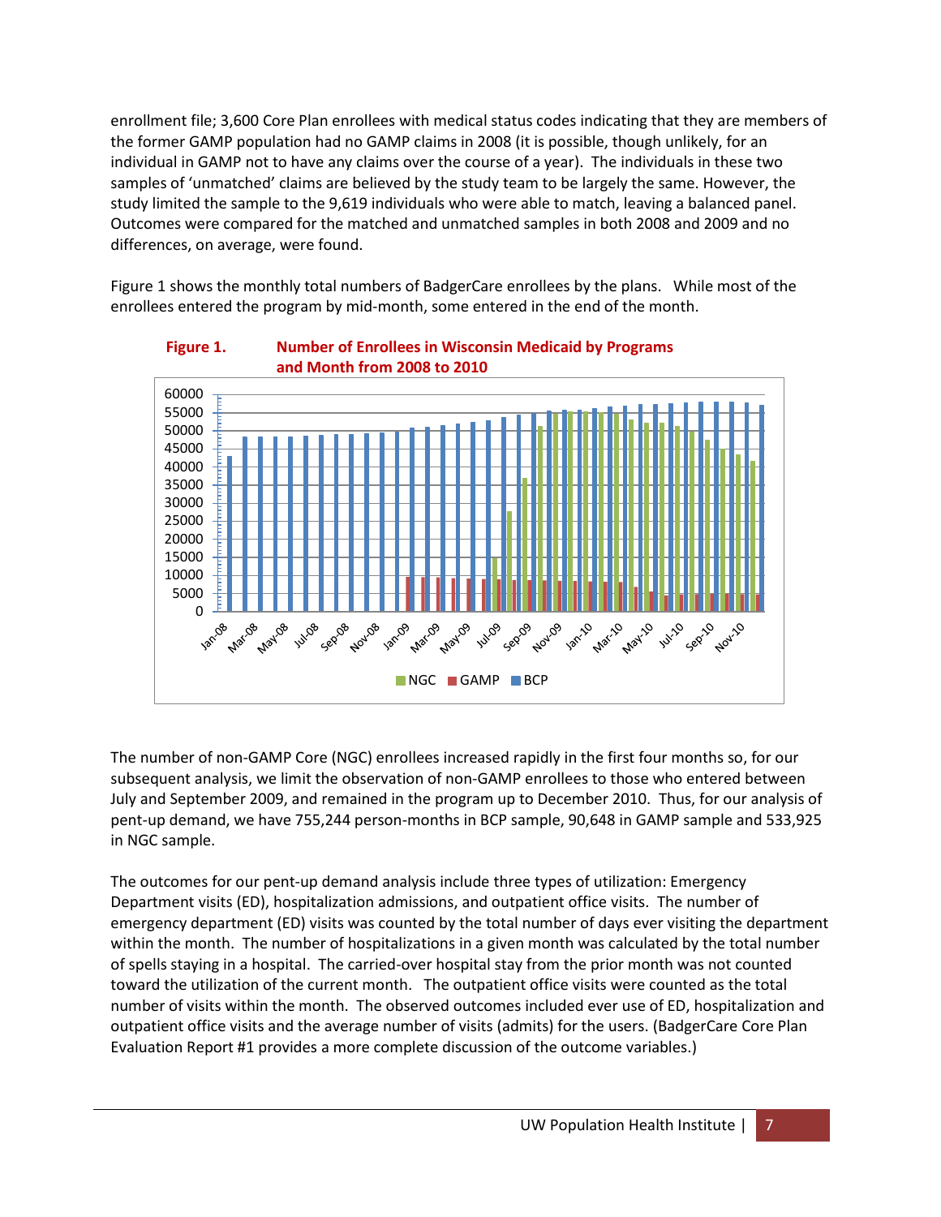enrollment file; 3,600 Core Plan enrollees with medical status codes indicating that they are members of the former GAMP population had no GAMP claims in 2008 (it is possible, though unlikely, for an individual in GAMP not to have any claims over the course of a year). The individuals in these two samples of 'unmatched' claims are believed by the study team to be largely the same. However, the study limited the sample to the 9,619 individuals who were able to match, leaving a balanced panel. Outcomes were compared for the matched and unmatched samples in both 2008 and 2009 and no differences, on average, were found.

Figure 1 shows the monthly total numbers of BadgerCare enrollees by the plans. While most of the enrollees entered the program by mid-month, some entered in the end of the month.

**Figure 1. Number of Enrollees in Wisconsin Medicaid by Programs and Month from 2008 to 2010**

The number of non-GAMP Core (NGC) enrollees increased rapidly in the first four months so, for our subsequent analysis, we limit the observation of non-GAMP enrollees to those who entered between July and September 2009, and remained in the program up to December 2010. Thus, for our analysis of pent-up demand, we have 755,244 person-months in BCP sample, 90,648 in GAMP sample and 533,925 in NGC sample.

The outcomes for our pent-up demand analysis include three types of utilization: Emergency Department visits (ED), hospitalization admissions, and outpatient office visits. The number of emergency department (ED) visits was counted by the total number of days ever visiting the department within the month. The number of hospitalizations in a given month was calculated by the total number of spells staying in a hospital. The carried-over hospital stay from the prior month was not counted toward the utilization of the current month. The outpatient office visits were counted as the total number of visits within the month. The observed outcomes included ever use of ED, hospitalization and outpatient office visits and the average number of visits (admits) for the users. (BadgerCare Core Plan Evaluation Report #1 provides a more complete discussion of the outcome variables.)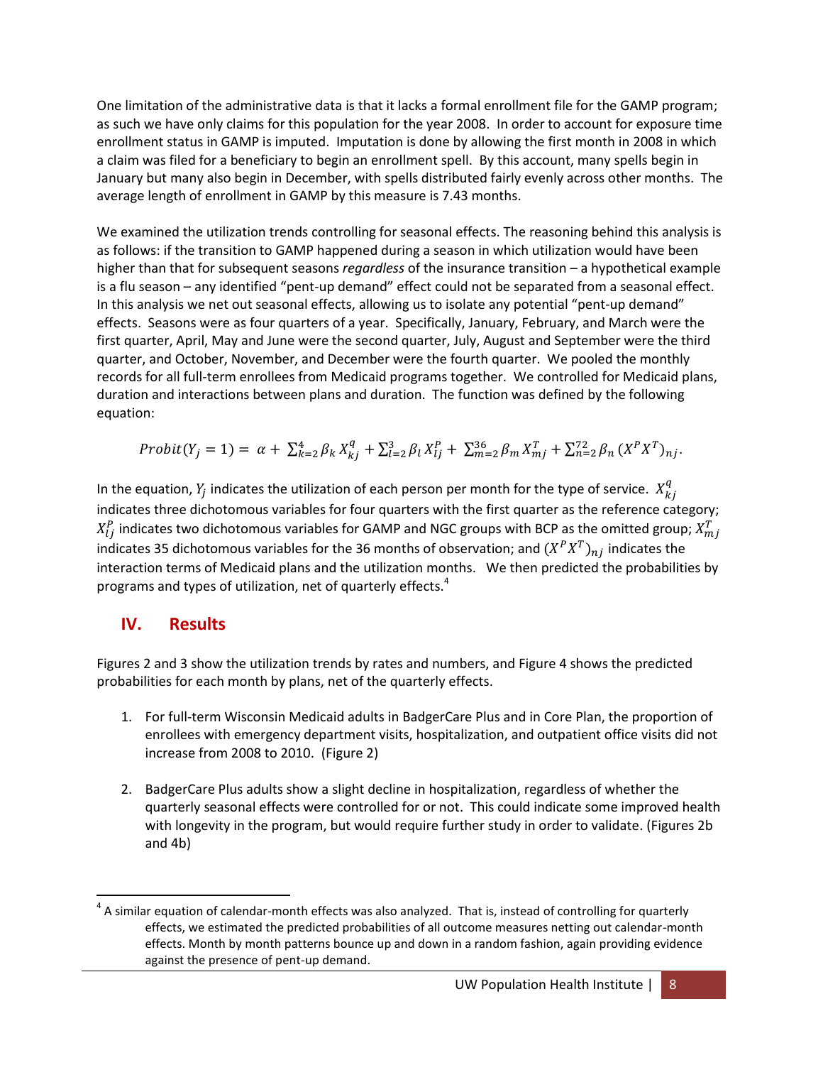One limitation of the administrative data is that it lacks a formal enrollment file for the GAMP program; as such we have only claims for this population for the year 2008. In order to account for exposure time enrollment status in GAMP is imputed. Imputation is done by allowing the first month in 2008 in which a claim was filed for a beneficiary to begin an enrollment spell. By this account, many spells begin in January but many also begin in December, with spells distributed fairly evenly across other months. The average length of enrollment in GAMP by this measure is 7.43 months.

We examined the utilization trends controlling for seasonal effects. The reasoning behind this analysis is as follows: if the transition to GAMP happened during a season in which utilization would have been higher than that for subsequent seasons *regardless* of the insurance transition – a hypothetical example is a flu season – any identified "pent-up demand" effect could not be separated from a seasonal effect. In this analysis we net out seasonal effects, allowing us to isolate any potential "pent-up demand" effects. Seasons were as four quarters of a year. Specifically, January, February, and March were the first quarter, April, May and June were the second quarter, July, August and September were the third quarter, and October, November, and December were the fourth quarter. We pooled the monthly records for all full-term enrollees from Medicaid programs together. We controlled for Medicaid plans, duration and interactions between plans and duration. The function was defined by the following equation:

$$Probit(Y_j = 1) = \alpha + \sum_{k=2}^{4} \beta_k X_{kj}^{q} + \sum_{l=2}^{3} \beta_l X_{lj}^{P} + \sum_{m=2}^{36} \beta_m X_{mj}^{T} + \sum_{n=2}^{72} \beta_n (X^P X^T)_{nj}.$$

In the equation, $Y_j$ indicates the utilization of each person per month for the type of service. $X_{kj}^{q}$ indicates three dichotomous variables for four quarters with the first quarter as the reference category; $X_{lj}^{P}$ indicates two dichotomous variables for GAMP and NGC groups with BCP as the omitted group; $X_{mj}^{T}$ indicates 35 dichotomous variables for the 36 months of observation; and $(X^P X^T)_{nj}$ indicates the interaction terms of Medicaid plans and the utilization months. We then predicted the probabilities by programs and types of utilization, net of quarterly effects.[4]

## IV. Results

Figures 2 and 3 show the utilization trends by rates and numbers, and Figure 4 shows the predicted probabilities for each month by plans, net of the quarterly effects.

1. For full-term Wisconsin Medicaid adults in BadgerCare Plus and in Core Plan, the proportion of enrollees with emergency department visits, hospitalization, and outpatient office visits did not increase from 2008 to 2010. (Figure 2)

2. BadgerCare Plus adults show a slight decline in hospitalization, regardless of whether the quarterly seasonal effects were controlled for or not. This could indicate some improved health with longevity in the program, but would require further study in order to validate. (Figures 2b and 4b)

[4] A similar equation of calendar-month effects was also analyzed. That is, instead of controlling for quarterly effects, we estimated the predicted probabilities of all outcome measures netting out calendar-month effects. Month by month patterns bounce up and down in a random fashion, again providing evidence against the presence of pent-up demand.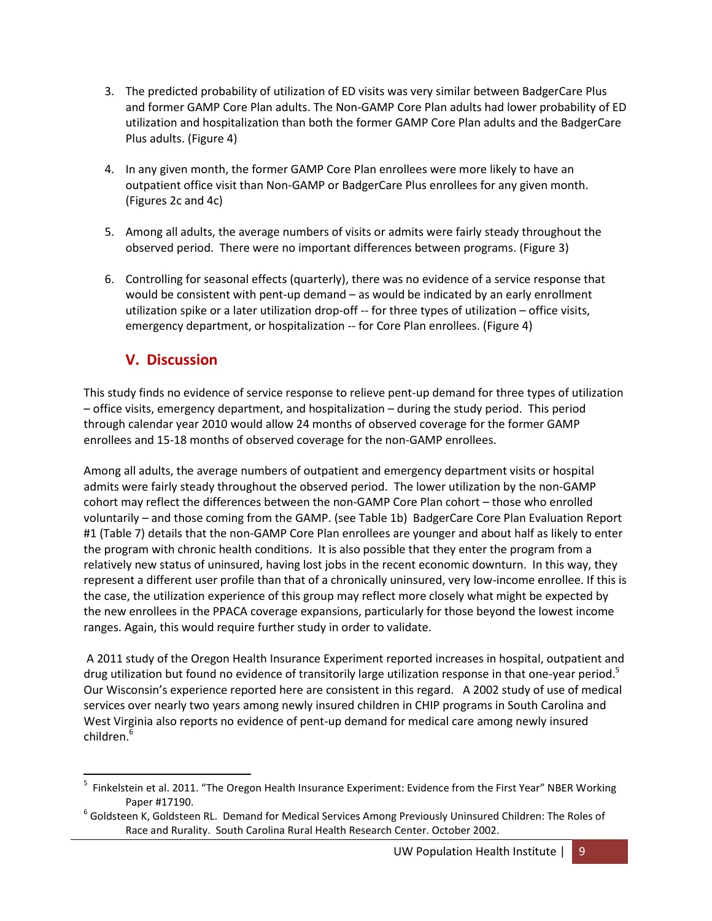3. The predicted probability of utilization of ED visits was very similar between BadgerCare Plus and former GAMP Core Plan adults. The Non-GAMP Core Plan adults had lower probability of ED utilization and hospitalization than both the former GAMP Core Plan adults and the BadgerCare Plus adults. (Figure 4)

4. In any given month, the former GAMP Core Plan enrollees were more likely to have an outpatient office visit than Non-GAMP or BadgerCare Plus enrollees for any given month. (Figures 2c and 4c)

5. Among all adults, the average numbers of visits or admits were fairly steady throughout the observed period. There were no important differences between programs. (Figure 3)

6. Controlling for seasonal effects (quarterly), there was no evidence of a service response that would be consistent with pent-up demand – as would be indicated by an early enrollment utilization spike or a later utilization drop-off -- for three types of utilization – office visits, emergency department, or hospitalization -- for Core Plan enrollees. (Figure 4)

## V. Discussion

This study finds no evidence of service response to relieve pent-up demand for three types of utilization – office visits, emergency department, and hospitalization – during the study period. This period through calendar year 2010 would allow 24 months of observed coverage for the former GAMP enrollees and 15-18 months of observed coverage for the non-GAMP enrollees.

Among all adults, the average numbers of outpatient and emergency department visits or hospital admits were fairly steady throughout the observed period. The lower utilization by the non-GAMP cohort may reflect the differences between the non-GAMP Core Plan cohort – those who enrolled voluntarily – and those coming from the GAMP. (see Table 1b) BadgerCare Core Plan Evaluation Report #1 (Table 7) details that the non-GAMP Core Plan enrollees are younger and about half as likely to enter the program with chronic health conditions. It is also possible that they enter the program from a relatively new status of uninsured, having lost jobs in the recent economic downturn. In this way, they represent a different user profile than that of a chronically uninsured, very low-income enrollee. If this is the case, the utilization experience of this group may reflect more closely what might be expected by the new enrollees in the PPACA coverage expansions, particularly for those beyond the lowest income ranges. Again, this would require further study in order to validate.

A 2011 study of the Oregon Health Insurance Experiment reported increases in hospital, outpatient and drug utilization but found no evidence of transitorily large utilization response in that one-year period.[5] Our Wisconsin's experience reported here are consistent in this regard. A 2002 study of use of medical services over nearly two years among newly insured children in CHIP programs in South Carolina and West Virginia also reports no evidence of pent-up demand for medical care among newly insured children.[6]

---

[5] Finkelstein et al. 2011. "The Oregon Health Insurance Experiment: Evidence from the First Year" NBER Working Paper #17190.

[6] Goldsteen K, Goldsteen RL. Demand for Medical Services Among Previously Uninsured Children: The Roles of Race and Rurality. South Carolina Rural Health Research Center. October 2002.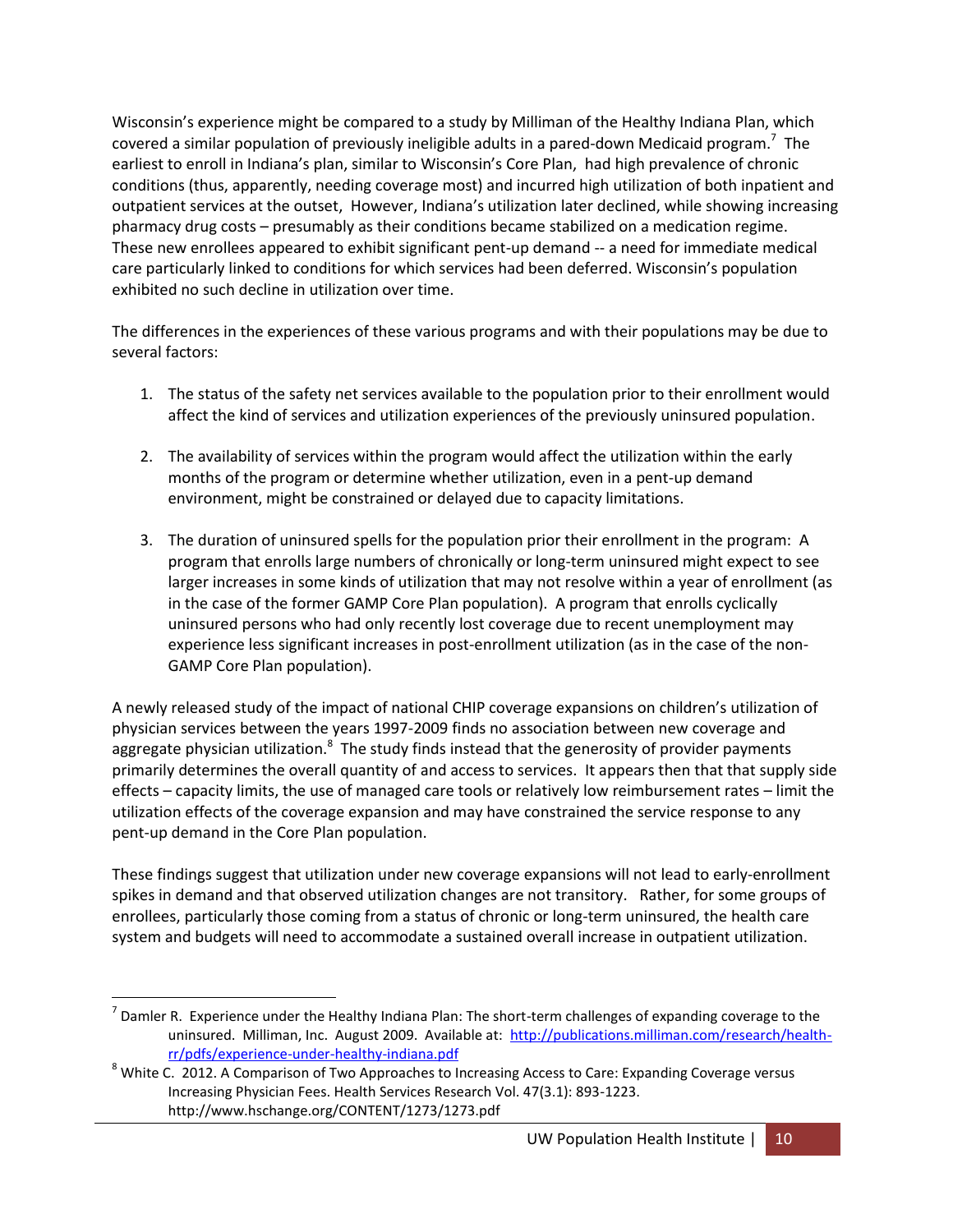Wisconsin's experience might be compared to a study by Milliman of the Healthy Indiana Plan, which covered a similar population of previously ineligible adults in a pared-down Medicaid program.[7] The earliest to enroll in Indiana's plan, similar to Wisconsin's Core Plan, had high prevalence of chronic conditions (thus, apparently, needing coverage most) and incurred high utilization of both inpatient and outpatient services at the outset, However, Indiana's utilization later declined, while showing increasing pharmacy drug costs – presumably as their conditions became stabilized on a medication regime. These new enrollees appeared to exhibit significant pent-up demand -- a need for immediate medical care particularly linked to conditions for which services had been deferred. Wisconsin's population exhibited no such decline in utilization over time.

The differences in the experiences of these various programs and with their populations may be due to several factors:

1. The status of the safety net services available to the population prior to their enrollment would affect the kind of services and utilization experiences of the previously uninsured population.

2. The availability of services within the program would affect the utilization within the early months of the program or determine whether utilization, even in a pent-up demand environment, might be constrained or delayed due to capacity limitations.

3. The duration of uninsured spells for the population prior their enrollment in the program: A program that enrolls large numbers of chronically or long-term uninsured might expect to see larger increases in some kinds of utilization that may not resolve within a year of enrollment (as in the case of the former GAMP Core Plan population). A program that enrolls cyclically uninsured persons who had only recently lost coverage due to recent unemployment may experience less significant increases in post-enrollment utilization (as in the case of the non-GAMP Core Plan population).

A newly released study of the impact of national CHIP coverage expansions on children's utilization of physician services between the years 1997-2009 finds no association between new coverage and aggregate physician utilization.[8] The study finds instead that the generosity of provider payments primarily determines the overall quantity of and access to services. It appears then that that supply side effects – capacity limits, the use of managed care tools or relatively low reimbursement rates – limit the utilization effects of the coverage expansion and may have constrained the service response to any pent-up demand in the Core Plan population.

These findings suggest that utilization under new coverage expansions will not lead to early-enrollment spikes in demand and that observed utilization changes are not transitory. Rather, for some groups of enrollees, particularly those coming from a status of chronic or long-term uninsured, the health care system and budgets will need to accommodate a sustained overall increase in outpatient utilization.

---

[7] Damler R. Experience under the Healthy Indiana Plan: The short-term challenges of expanding coverage to the uninsured. Milliman, Inc. August 2009. Available at: http://publications.milliman.com/research/health-rr/pdfs/experience-under-healthy-indiana.pdf

[8] White C. 2012. A Comparison of Two Approaches to Increasing Access to Care: Expanding Coverage versus Increasing Physician Fees. Health Services Research Vol. 47(3.1): 893-1223. http://www.hschange.org/CONTENT/1273/1273.pdf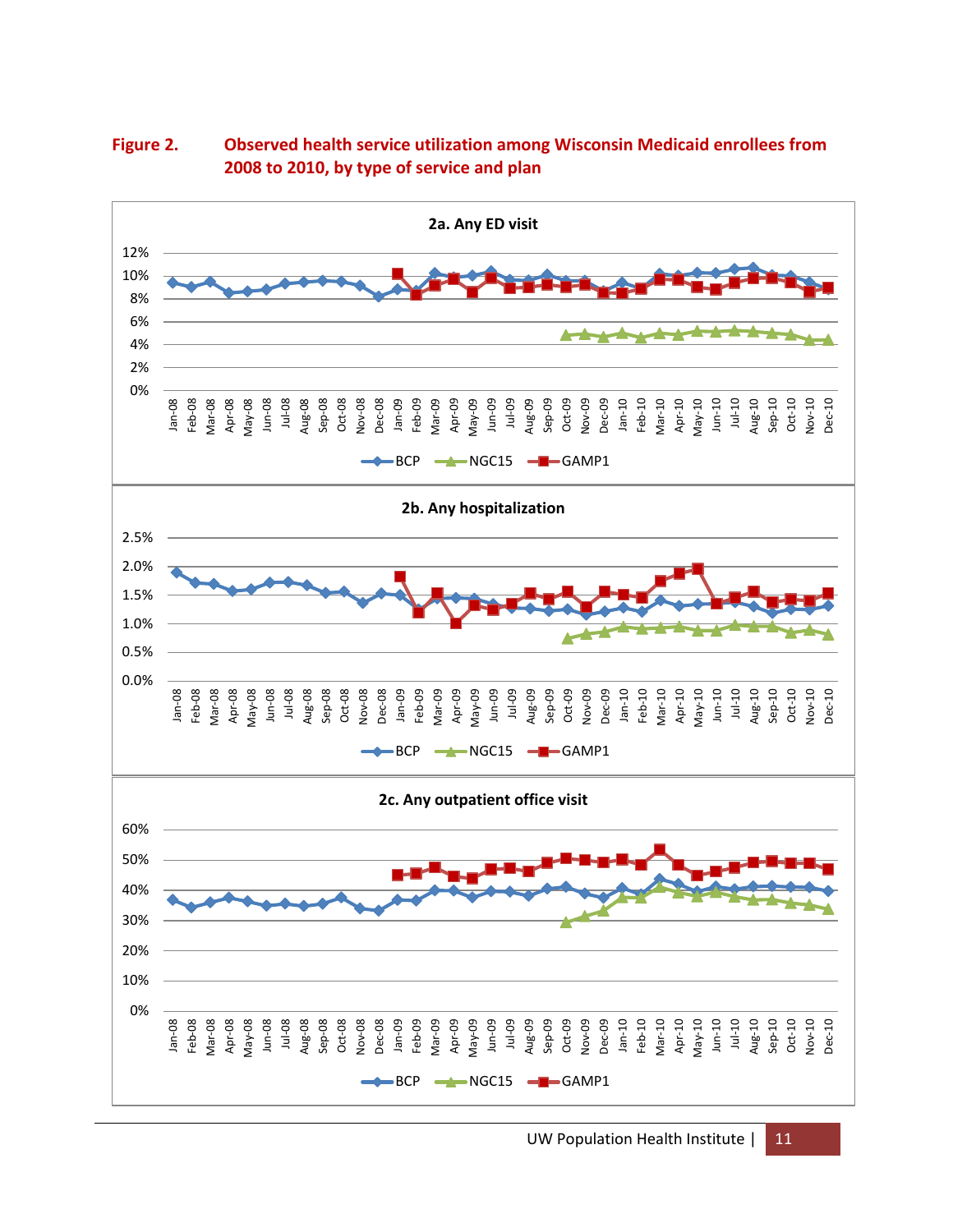**Figure 2. Observed health service utilization among Wisconsin Medicaid enrollees from 2008 to 2010, by type of service and plan**

2a. Any ED visit

2b. Any hospitalization

2c. Any outpatient office visit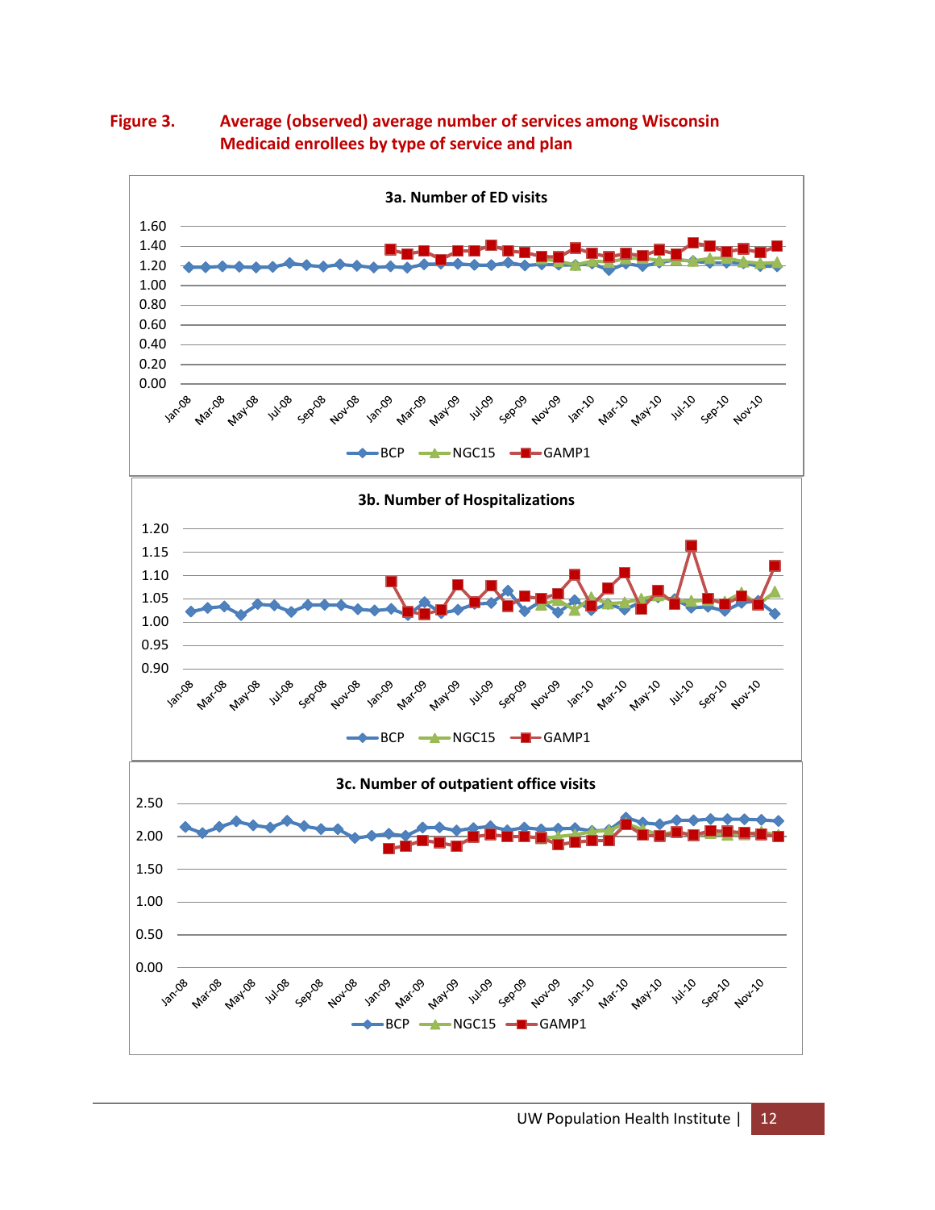**Figure 3.** **Average (observed) average number of services among Wisconsin Medicaid enrollees by type of service and plan**

3a. Number of ED visits

1.60
1.40
1.20
1.00
0.80
0.60
0.40
0.20
0.00

Jan-08 Mar-08 May-08 Jul-08 Sep-08 Nov-08 Jan-09 Mar-09 May-09 Jul-09 Sep-09 Nov-09 Jan-10 Mar-10 May-10 Jul-10 Sep-10 Nov-10

BCP NGC15 GAMP1

3b. Number of Hospitalizations

1.20
1.15
1.10
1.05
1.00
0.95
0.90

Jan-08 Mar-08 May-08 Jul-08 Sep-08 Nov-08 Jan-09 Mar-09 May-09 Jul-09 Sep-09 Nov-09 Jan-10 Mar-10 May-10 Jul-10 Sep-10 Nov-10

BCP NGC15 GAMP1

3c. Number of outpatient office visits

2.50
2.00
1.50
1.00
0.50
0.00

Jan-08 Mar-08 May-08 Jul-08 Sep-08 Nov-08 Jan-09 Mar-09 May-09 Jul-09 Sep-09 Nov-09 Jan-10 Mar-10 May-10 Jul-10 Sep-10 Nov-10

BCP NGC15 GAMP1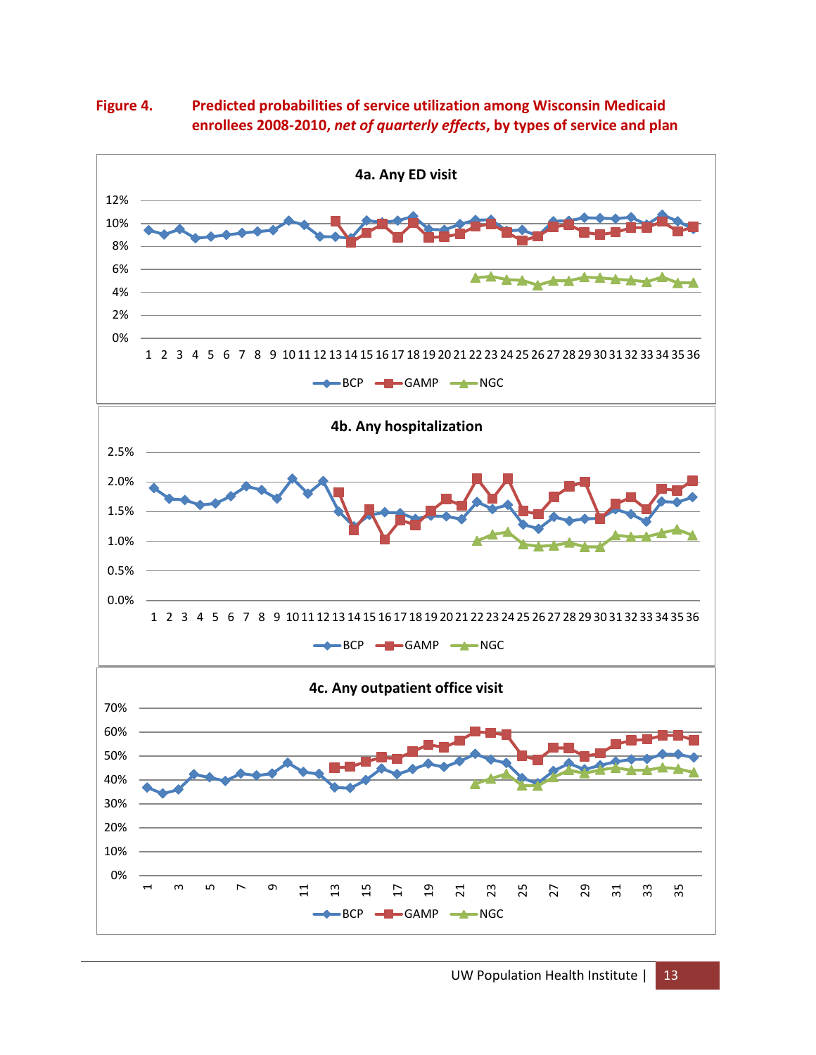**Figure 4. Predicted probabilities of service utilization among Wisconsin Medicaid enrollees 2008-2010, *net of quarterly effects*, by types of service and plan**

**4a. Any ED visit**

**4b. Any hospitalization**

**4c. Any outpatient office visit**